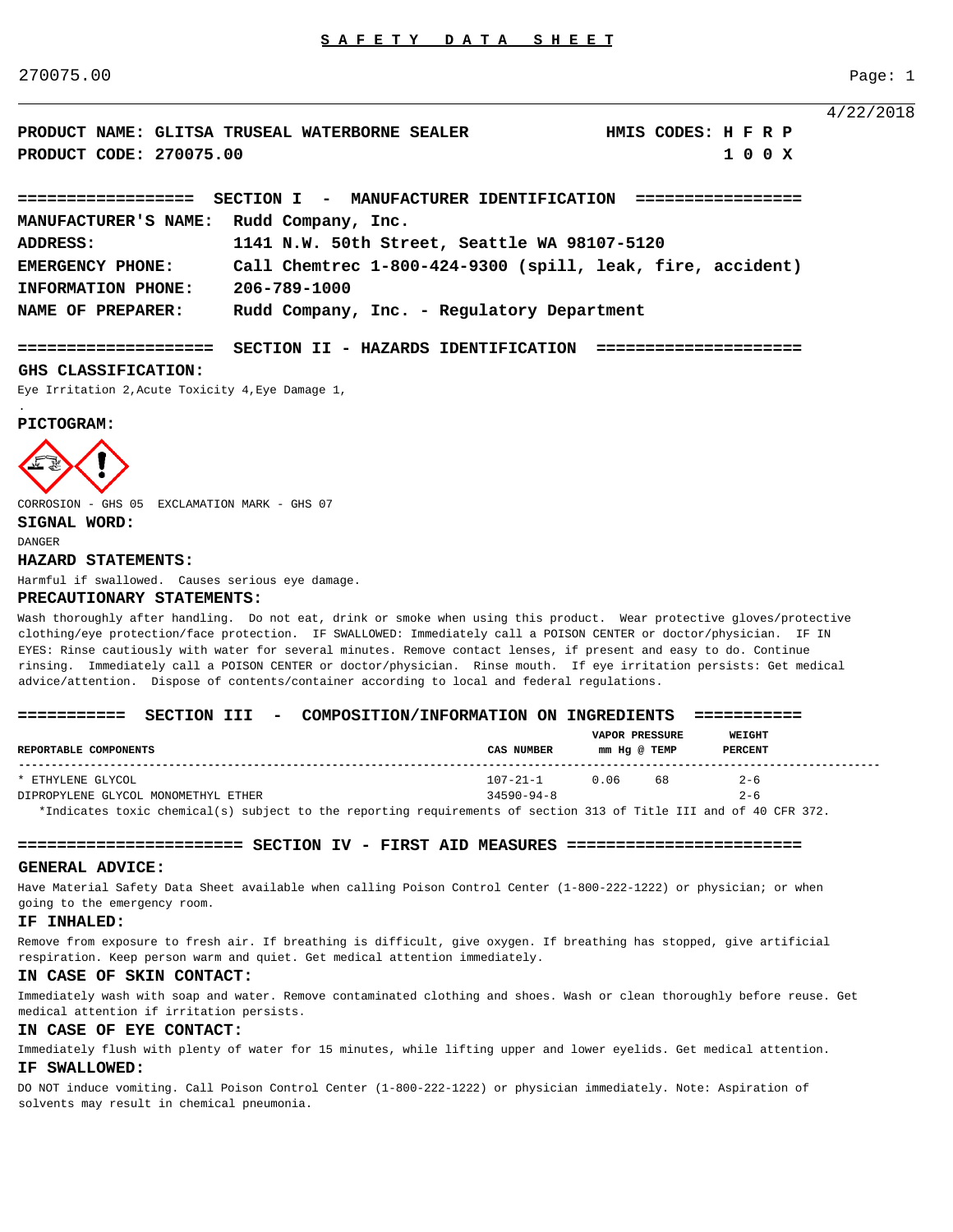# SAFETY DATA SHEET

270075.00

4/22/2018

**PRODUCT NAME: GLITSA TRUSEAL WATERBORNE SEALER** **HMIS CODES: H F R P**
**PRODUCT CODE: 270075.00** **1 0 0 X**

## SECTION I - MANUFACTURER IDENTIFICATION

**MANUFACTURER'S NAME:** Rudd Company, Inc.
**ADDRESS:** 1141 N.W. 50th Street, Seattle WA 98107-5120
**EMERGENCY PHONE:** Call Chemtrec 1-800-424-9300 (spill, leak, fire, accident)
**INFORMATION PHONE:** 206-789-1000
**NAME OF PREPARER:** Rudd Company, Inc. - Regulatory Department

## SECTION II - HAZARDS IDENTIFICATION

### GHS CLASSIFICATION:

Eye Irritation 2,Acute Toxicity 4,Eye Damage 1,

### PICTOGRAM:

CORROSION - GHS 05 EXCLAMATION MARK - GHS 07

### SIGNAL WORD:

DANGER

### HAZARD STATEMENTS:

Harmful if swallowed. Causes serious eye damage.

### PRECAUTIONARY STATEMENTS:

Wash thoroughly after handling. Do not eat, drink or smoke when using this product. Wear protective gloves/protective clothing/eye protection/face protection. IF SWALLOWED: Immediately call a POISON CENTER or doctor/physician. IF IN EYES: Rinse cautiously with water for several minutes. Remove contact lenses, if present and easy to do. Continue rinsing. Immediately call a POISON CENTER or doctor/physician. Rinse mouth. If eye irritation persists: Get medical advice/attention. Dispose of contents/container according to local and federal regulations.

## SECTION III - COMPOSITION/INFORMATION ON INGREDIENTS

| REPORTABLE COMPONENTS | CAS NUMBER | VAPOR PRESSURE mm Hg | @ TEMP | WEIGHT PERCENT |
|---|---|---|---|---|
| * ETHYLENE GLYCOL | 107-21-1 | 0.06 | 68 | 2-6 |
| DIPROPYLENE GLYCOL MONOMETHYL ETHER | 34590-94-8 | | | 2-6 |

*Indicates toxic chemical(s) subject to the reporting requirements of section 313 of Title III and of 40 CFR 372.

## SECTION IV - FIRST AID MEASURES

### GENERAL ADVICE:

Have Material Safety Data Sheet available when calling Poison Control Center (1-800-222-1222) or physician; or when going to the emergency room.

### IF INHALED:

Remove from exposure to fresh air. If breathing is difficult, give oxygen. If breathing has stopped, give artificial respiration. Keep person warm and quiet. Get medical attention immediately.

### IN CASE OF SKIN CONTACT:

Immediately wash with soap and water. Remove contaminated clothing and shoes. Wash or clean thoroughly before reuse. Get medical attention if irritation persists.

### IN CASE OF EYE CONTACT:

Immediately flush with plenty of water for 15 minutes, while lifting upper and lower eyelids. Get medical attention.

### IF SWALLOWED:

DO NOT induce vomiting. Call Poison Control Center (1-800-222-1222) or physician immediately. Note: Aspiration of solvents may result in chemical pneumonia.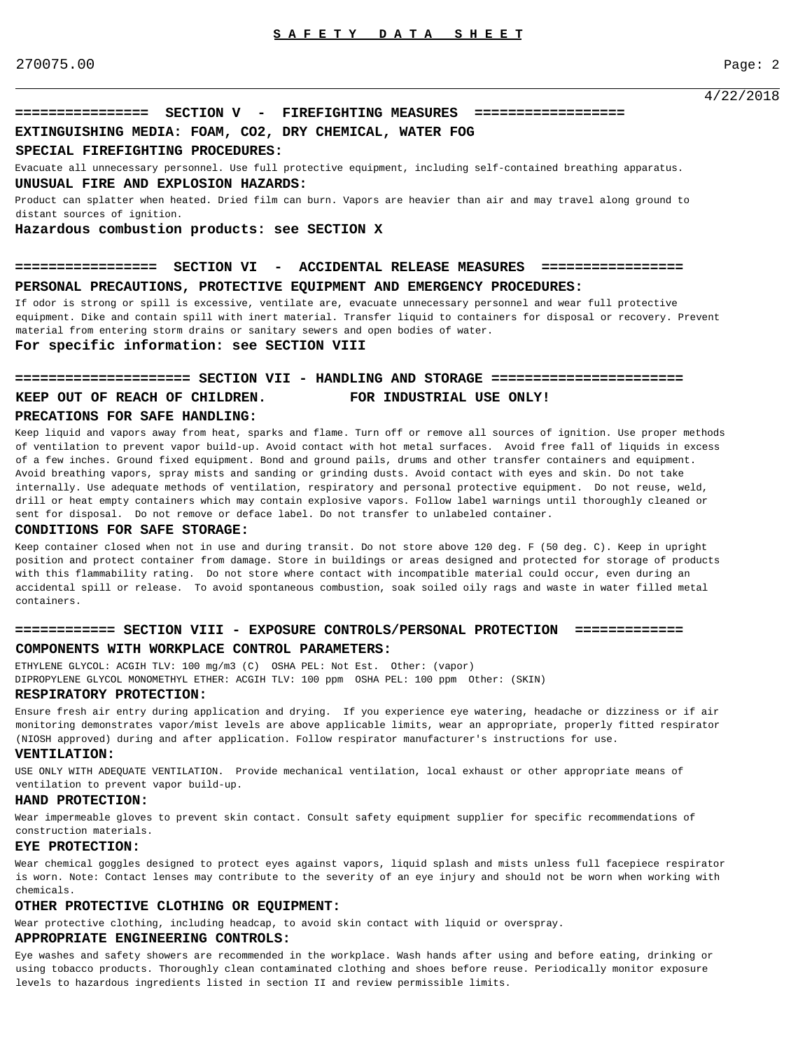## SECTION V - FIREFIGHTING MEASURES

**EXTINGUISHING MEDIA: FOAM, CO2, DRY CHEMICAL, WATER FOG**

**SPECIAL FIREFIGHTING PROCEDURES:**

Evacuate all unnecessary personnel. Use full protective equipment, including self-contained breathing apparatus.

**UNUSUAL FIRE AND EXPLOSION HAZARDS:**

Product can splatter when heated. Dried film can burn. Vapors are heavier than air and may travel along ground to distant sources of ignition.

**Hazardous combustion products: see SECTION X**

## SECTION VI - ACCIDENTAL RELEASE MEASURES

**PERSONAL PRECAUTIONS, PROTECTIVE EQUIPMENT AND EMERGENCY PROCEDURES:**

If odor is strong or spill is excessive, ventilate are, evacuate unnecessary personnel and wear full protective equipment. Dike and contain spill with inert material. Transfer liquid to containers for disposal or recovery. Prevent material from entering storm drains or sanitary sewers and open bodies of water.

**For specific information: see SECTION VIII**

## SECTION VII - HANDLING AND STORAGE

**KEEP OUT OF REACH OF CHILDREN. FOR INDUSTRIAL USE ONLY!**

**PRECATIONS FOR SAFE HANDLING:**

Keep liquid and vapors away from heat, sparks and flame. Turn off or remove all sources of ignition. Use proper methods of ventilation to prevent vapor build-up. Avoid contact with hot metal surfaces. Avoid free fall of liquids in excess of a few inches. Ground fixed equipment. Bond and ground pails, drums and other transfer containers and equipment. Avoid breathing vapors, spray mists and sanding or grinding dusts. Avoid contact with eyes and skin. Do not take internally. Use adequate methods of ventilation, respiratory and personal protective equipment. Do not reuse, weld, drill or heat empty containers which may contain explosive vapors. Follow label warnings until thoroughly cleaned or sent for disposal. Do not remove or deface label. Do not transfer to unlabeled container.

**CONDITIONS FOR SAFE STORAGE:**

Keep container closed when not in use and during transit. Do not store above 120 deg. F (50 deg. C). Keep in upright position and protect container from damage. Store in buildings or areas designed and protected for storage of products with this flammability rating. Do not store where contact with incompatible material could occur, even during an accidental spill or release. To avoid spontaneous combustion, soak soiled oily rags and waste in water filled metal containers.

## SECTION VIII - EXPOSURE CONTROLS/PERSONAL PROTECTION

**COMPONENTS WITH WORKPLACE CONTROL PARAMETERS:**

ETHYLENE GLYCOL: ACGIH TLV: 100 mg/m3 (C) OSHA PEL: Not Est. Other: (vapor)
DIPROPYLENE GLYCOL MONOMETHYL ETHER: ACGIH TLV: 100 ppm OSHA PEL: 100 ppm Other: (SKIN)

**RESPIRATORY PROTECTION:**

Ensure fresh air entry during application and drying. If you experience eye watering, headache or dizziness or if air monitoring demonstrates vapor/mist levels are above applicable limits, wear an appropriate, properly fitted respirator (NIOSH approved) during and after application. Follow respirator manufacturer's instructions for use.

**VENTILATION:**

USE ONLY WITH ADEQUATE VENTILATION. Provide mechanical ventilation, local exhaust or other appropriate means of ventilation to prevent vapor build-up.

**HAND PROTECTION:**

Wear impermeable gloves to prevent skin contact. Consult safety equipment supplier for specific recommendations of construction materials.

**EYE PROTECTION:**

Wear chemical goggles designed to protect eyes against vapors, liquid splash and mists unless full facepiece respirator is worn. Note: Contact lenses may contribute to the severity of an eye injury and should not be worn when working with chemicals.

**OTHER PROTECTIVE CLOTHING OR EQUIPMENT:**

Wear protective clothing, including headcap, to avoid skin contact with liquid or overspray.

**APPROPRIATE ENGINEERING CONTROLS:**

Eye washes and safety showers are recommended in the workplace. Wash hands after using and before eating, drinking or using tobacco products. Thoroughly clean contaminated clothing and shoes before reuse. Periodically monitor exposure levels to hazardous ingredients listed in section II and review permissible limits.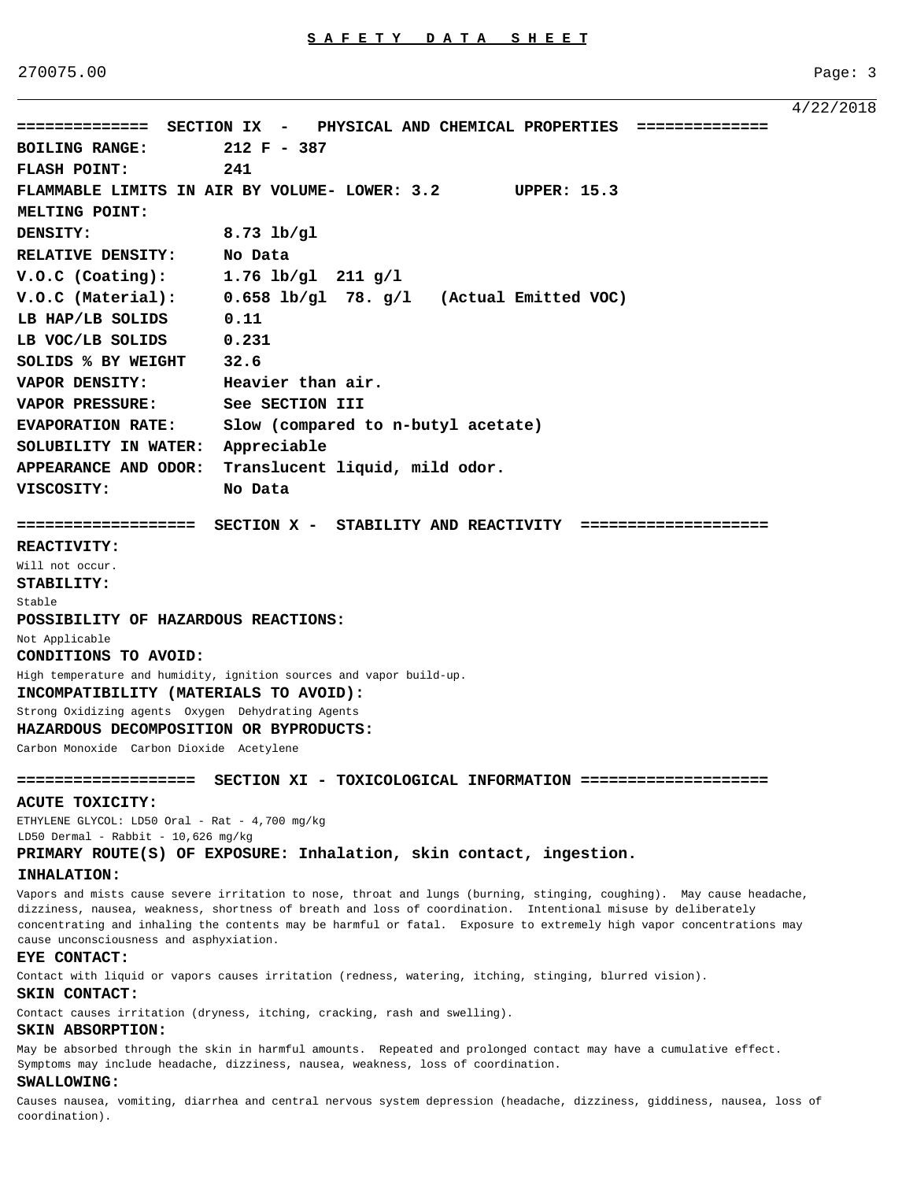4/22/2018

## SECTION IX - PHYSICAL AND CHEMICAL PROPERTIES

**BOILING RANGE:** 212 F - 387

**FLASH POINT:** 241

**FLAMMABLE LIMITS IN AIR BY VOLUME- LOWER:** 3.2 **UPPER:** 15.3

**MELTING POINT:**

**DENSITY:** 8.73 lb/gl

**RELATIVE DENSITY:** No Data

**V.O.C (Coating):** 1.76 lb/gl 211 g/l

**V.O.C (Material):** 0.658 lb/gl 78. g/l (Actual Emitted VOC)

**LB HAP/LB SOLIDS** 0.11

**LB VOC/LB SOLIDS** 0.231

**SOLIDS % BY WEIGHT** 32.6

**VAPOR DENSITY:** Heavier than air.

**VAPOR PRESSURE:** See SECTION III

**EVAPORATION RATE:** Slow (compared to n-butyl acetate)

**SOLUBILITY IN WATER:** Appreciable

**APPEARANCE AND ODOR:** Translucent liquid, mild odor.

**VISCOSITY:** No Data

## SECTION X - STABILITY AND REACTIVITY

**REACTIVITY:**

Will not occur.

**STABILITY:**

Stable

**POSSIBILITY OF HAZARDOUS REACTIONS:**

Not Applicable

**CONDITIONS TO AVOID:**

High temperature and humidity, ignition sources and vapor build-up.

**INCOMPATIBILITY (MATERIALS TO AVOID):**

Strong Oxidizing agents Oxygen Dehydrating Agents

**HAZARDOUS DECOMPOSITION OR BYPRODUCTS:**

Carbon Monoxide Carbon Dioxide Acetylene

## SECTION XI - TOXICOLOGICAL INFORMATION

**ACUTE TOXICITY:**

ETHYLENE GLYCOL: LD50 Oral - Rat - 4,700 mg/kg
LD50 Dermal - Rabbit - 10,626 mg/kg

**PRIMARY ROUTE(S) OF EXPOSURE: Inhalation, skin contact, ingestion.**

**INHALATION:**

Vapors and mists cause severe irritation to nose, throat and lungs (burning, stinging, coughing). May cause headache, dizziness, nausea, weakness, shortness of breath and loss of coordination. Intentional misuse by deliberately concentrating and inhaling the contents may be harmful or fatal. Exposure to extremely high vapor concentrations may cause unconsciousness and asphyxiation.

**EYE CONTACT:**

Contact with liquid or vapors causes irritation (redness, watering, itching, stinging, blurred vision).

**SKIN CONTACT:**

Contact causes irritation (dryness, itching, cracking, rash and swelling).

**SKIN ABSORPTION:**

May be absorbed through the skin in harmful amounts. Repeated and prolonged contact may have a cumulative effect. Symptoms may include headache, dizziness, nausea, weakness, loss of coordination.

**SWALLOWING:**

Causes nausea, vomiting, diarrhea and central nervous system depression (headache, dizziness, giddiness, nausea, loss of coordination).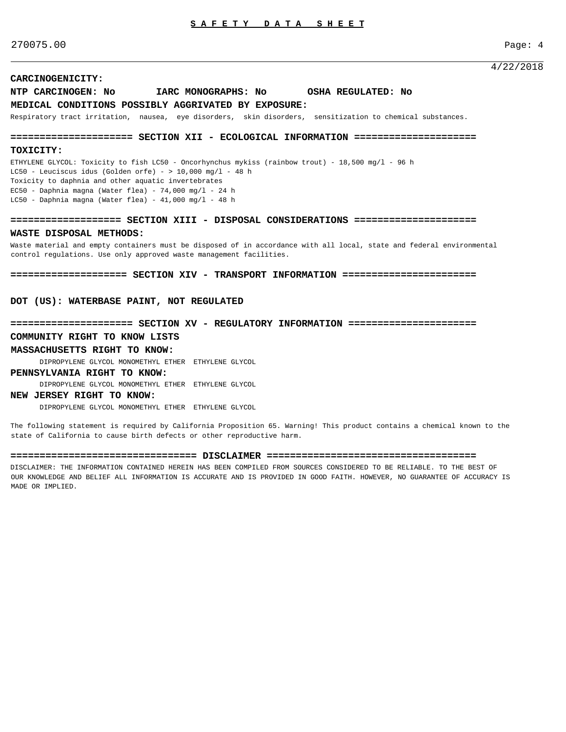**CARCINOGENICITY:**

**NTP CARCINOGEN: No IARC MONOGRAPHS: No OSHA REGULATED: No**

**MEDICAL CONDITIONS POSSIBLY AGGRIVATED BY EXPOSURE:**

Respiratory tract irritation, nausea, eye disorders, skin disorders, sensitization to chemical substances.

## SECTION XII - ECOLOGICAL INFORMATION

**TOXICITY:**

ETHYLENE GLYCOL: Toxicity to fish LC50 - Oncorhynchus mykiss (rainbow trout) - 18,500 mg/l - 96 h
LC50 - Leuciscus idus (Golden orfe) - > 10,000 mg/l - 48 h
Toxicity to daphnia and other aquatic invertebrates
EC50 - Daphnia magna (Water flea) - 74,000 mg/l - 24 h
LC50 - Daphnia magna (Water flea) - 41,000 mg/l - 48 h

## SECTION XIII - DISPOSAL CONSIDERATIONS

**WASTE DISPOSAL METHODS:**

Waste material and empty containers must be disposed of in accordance with all local, state and federal environmental control regulations. Use only approved waste management facilities.

## SECTION XIV - TRANSPORT INFORMATION

**DOT (US): WATERBASE PAINT, NOT REGULATED**

## SECTION XV - REGULATORY INFORMATION

**COMMUNITY RIGHT TO KNOW LISTS**

**MASSACHUSETTS RIGHT TO KNOW:**

DIPROPYLENE GLYCOL MONOMETHYL ETHER ETHYLENE GLYCOL

**PENNSYLVANIA RIGHT TO KNOW:**

DIPROPYLENE GLYCOL MONOMETHYL ETHER ETHYLENE GLYCOL

**NEW JERSEY RIGHT TO KNOW:**

DIPROPYLENE GLYCOL MONOMETHYL ETHER ETHYLENE GLYCOL

The following statement is required by California Proposition 65. Warning! This product contains a chemical known to the state of California to cause birth defects or other reproductive harm.

## DISCLAIMER

DISCLAIMER: THE INFORMATION CONTAINED HEREIN HAS BEEN COMPILED FROM SOURCES CONSIDERED TO BE RELIABLE. TO THE BEST OF OUR KNOWLEDGE AND BELIEF ALL INFORMATION IS ACCURATE AND IS PROVIDED IN GOOD FAITH. HOWEVER, NO GUARANTEE OF ACCURACY IS MADE OR IMPLIED.